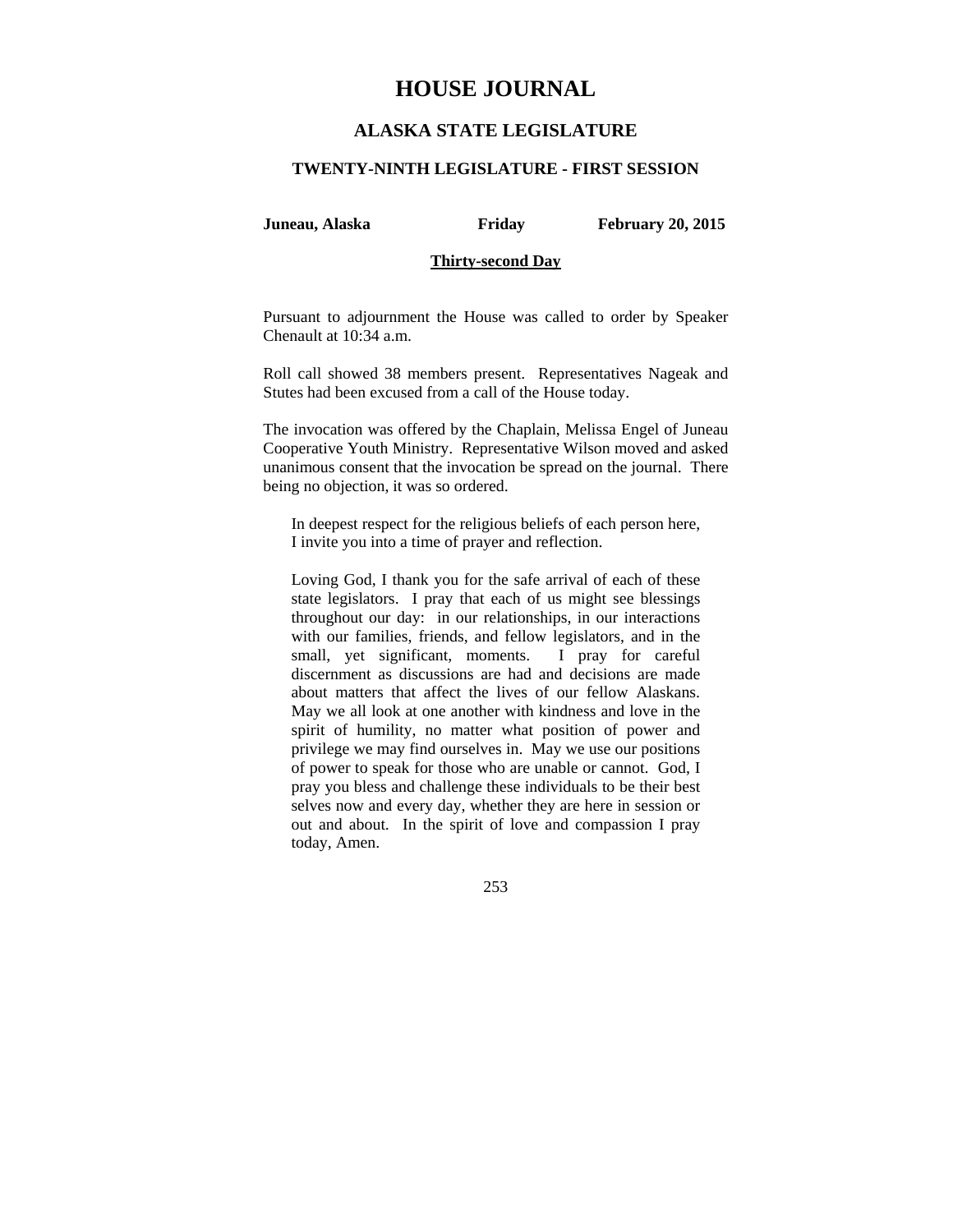# HOUSE JOURNAL

## ALASKA STATE LEGISLATURE

### TWENTY-NINTH LEGISLATURE - FIRST SESSION

**Juneau, Alaska** **Friday** **February 20, 2015**

**Thirty-second Day**

Pursuant to adjournment the House was called to order by Speaker Chenault at 10:34 a.m.

Roll call showed 38 members present. Representatives Nageak and Stutes had been excused from a call of the House today.

The invocation was offered by the Chaplain, Melissa Engel of Juneau Cooperative Youth Ministry. Representative Wilson moved and asked unanimous consent that the invocation be spread on the journal. There being no objection, it was so ordered.

> In deepest respect for the religious beliefs of each person here, I invite you into a time of prayer and reflection.
>
> Loving God, I thank you for the safe arrival of each of these state legislators. I pray that each of us might see blessings throughout our day: in our relationships, in our interactions with our families, friends, and fellow legislators, and in the small, yet significant, moments. I pray for careful discernment as discussions are had and decisions are made about matters that affect the lives of our fellow Alaskans. May we all look at one another with kindness and love in the spirit of humility, no matter what position of power and privilege we may find ourselves in. May we use our positions of power to speak for those who are unable or cannot. God, I pray you bless and challenge these individuals to be their best selves now and every day, whether they are here in session or out and about. In the spirit of love and compassion I pray today, Amen.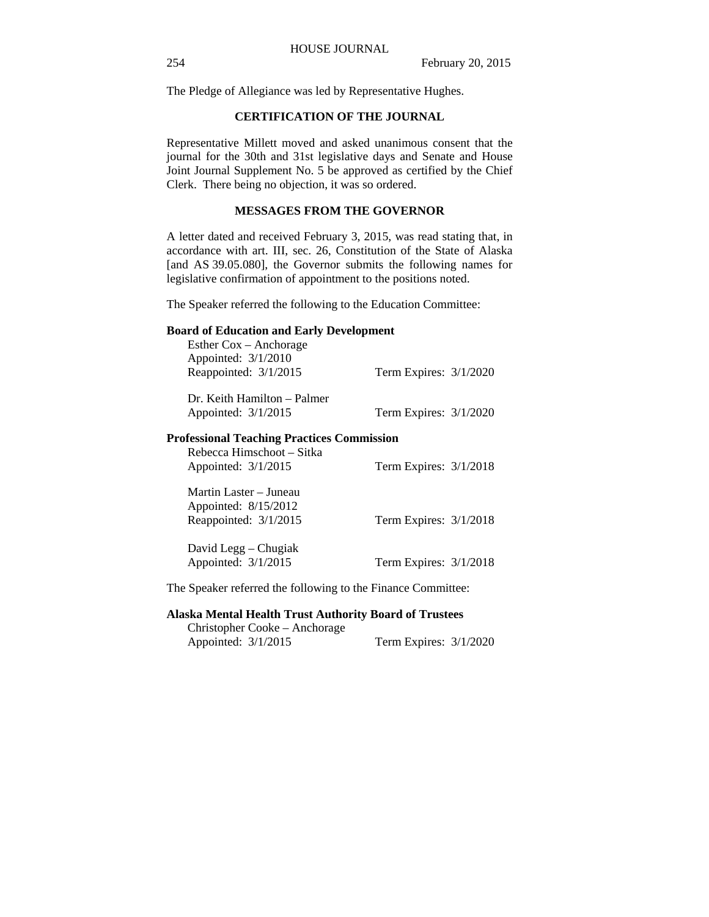The Pledge of Allegiance was led by Representative Hughes.

## CERTIFICATION OF THE JOURNAL

Representative Millett moved and asked unanimous consent that the journal for the 30th and 31st legislative days and Senate and House Joint Journal Supplement No. 5 be approved as certified by the Chief Clerk. There being no objection, it was so ordered.

## MESSAGES FROM THE GOVERNOR

A letter dated and received February 3, 2015, was read stating that, in accordance with art. III, sec. 26, Constitution of the State of Alaska [and AS 39.05.080], the Governor submits the following names for legislative confirmation of appointment to the positions noted.

The Speaker referred the following to the Education Committee:

**Board of Education and Early Development**

Esther Cox – Anchorage
Appointed: 3/1/2010
Reappointed: 3/1/2015 — Term Expires: 3/1/2020

Dr. Keith Hamilton – Palmer
Appointed: 3/1/2015 — Term Expires: 3/1/2020

**Professional Teaching Practices Commission**

Rebecca Himschoot – Sitka
Appointed: 3/1/2015 — Term Expires: 3/1/2018

Martin Laster – Juneau
Appointed: 8/15/2012
Reappointed: 3/1/2015 — Term Expires: 3/1/2018

David Legg – Chugiak
Appointed: 3/1/2015 — Term Expires: 3/1/2018

The Speaker referred the following to the Finance Committee:

**Alaska Mental Health Trust Authority Board of Trustees**

Christopher Cooke – Anchorage
Appointed: 3/1/2015 — Term Expires: 3/1/2020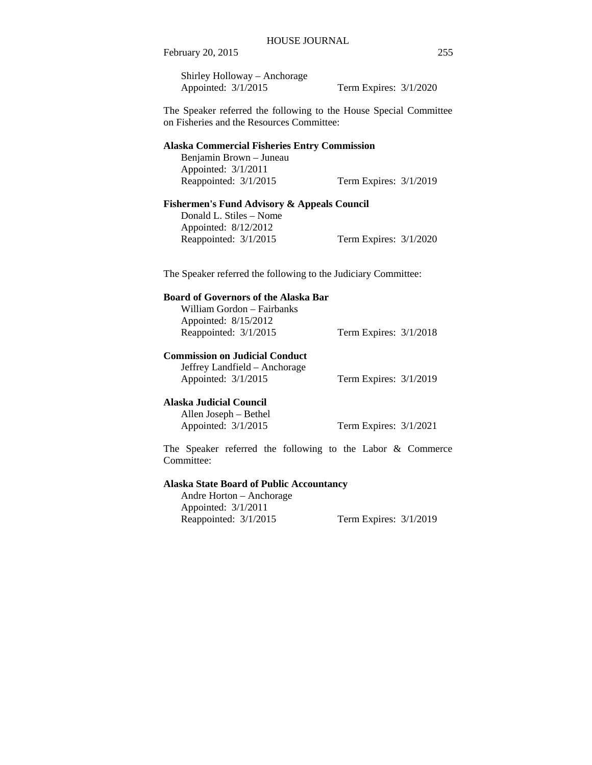Shirley Holloway – Anchorage
Appointed: 3/1/2015 Term Expires: 3/1/2020

The Speaker referred the following to the House Special Committee on Fisheries and the Resources Committee:

**Alaska Commercial Fisheries Entry Commission**

Benjamin Brown – Juneau
Appointed: 3/1/2011
Reappointed: 3/1/2015 Term Expires: 3/1/2019

**Fishermen's Fund Advisory & Appeals Council**

Donald L. Stiles – Nome
Appointed: 8/12/2012
Reappointed: 3/1/2015 Term Expires: 3/1/2020

The Speaker referred the following to the Judiciary Committee:

**Board of Governors of the Alaska Bar**

William Gordon – Fairbanks
Appointed: 8/15/2012
Reappointed: 3/1/2015 Term Expires: 3/1/2018

**Commission on Judicial Conduct**

Jeffrey Landfield – Anchorage
Appointed: 3/1/2015 Term Expires: 3/1/2019

**Alaska Judicial Council**

Allen Joseph – Bethel
Appointed: 3/1/2015 Term Expires: 3/1/2021

The Speaker referred the following to the Labor & Commerce Committee:

**Alaska State Board of Public Accountancy**

Andre Horton – Anchorage
Appointed: 3/1/2011
Reappointed: 3/1/2015 Term Expires: 3/1/2019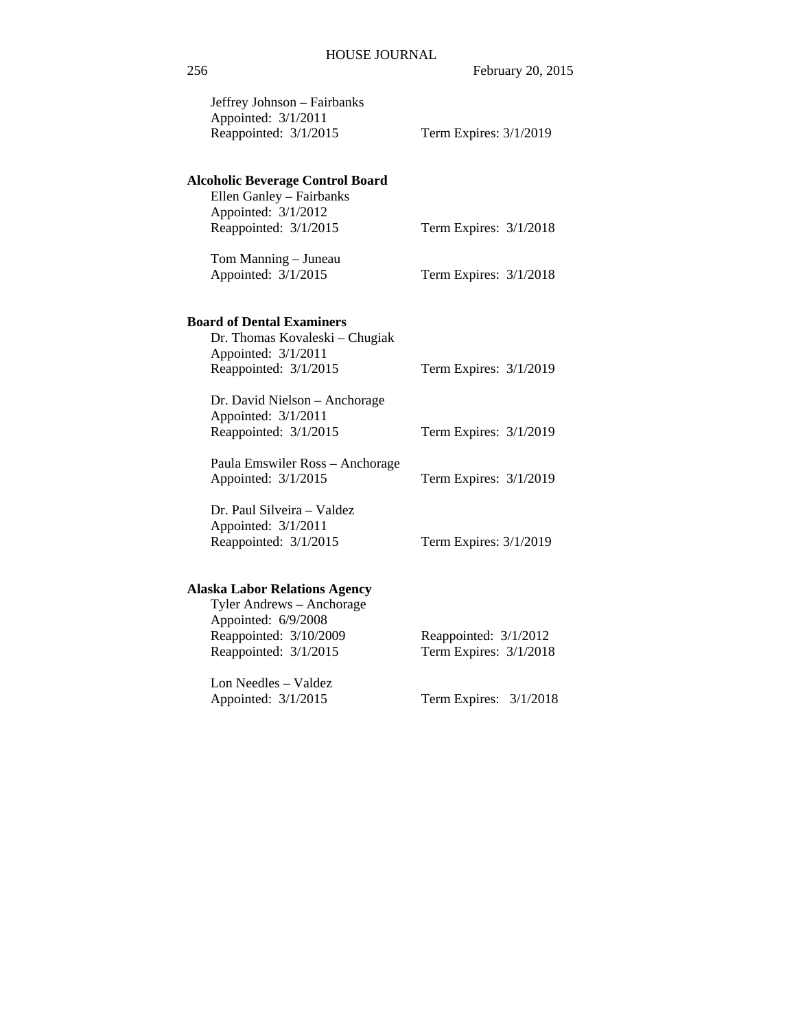Jeffrey Johnson – Fairbanks
Appointed: 3/1/2011
Reappointed: 3/1/2015 Term Expires: 3/1/2019

**Alcoholic Beverage Control Board**

Ellen Ganley – Fairbanks
Appointed: 3/1/2012
Reappointed: 3/1/2015 Term Expires: 3/1/2018

Tom Manning – Juneau
Appointed: 3/1/2015 Term Expires: 3/1/2018

**Board of Dental Examiners**

Dr. Thomas Kovaleski – Chugiak
Appointed: 3/1/2011
Reappointed: 3/1/2015 Term Expires: 3/1/2019

Dr. David Nielson – Anchorage
Appointed: 3/1/2011
Reappointed: 3/1/2015 Term Expires: 3/1/2019

Paula Emswiler Ross – Anchorage
Appointed: 3/1/2015 Term Expires: 3/1/2019

Dr. Paul Silveira – Valdez
Appointed: 3/1/2011
Reappointed: 3/1/2015 Term Expires: 3/1/2019

**Alaska Labor Relations Agency**

Tyler Andrews – Anchorage
Appointed: 6/9/2008
Reappointed: 3/10/2009 Reappointed: 3/1/2012
Reappointed: 3/1/2015 Term Expires: 3/1/2018

Lon Needles – Valdez
Appointed: 3/1/2015 Term Expires: 3/1/2018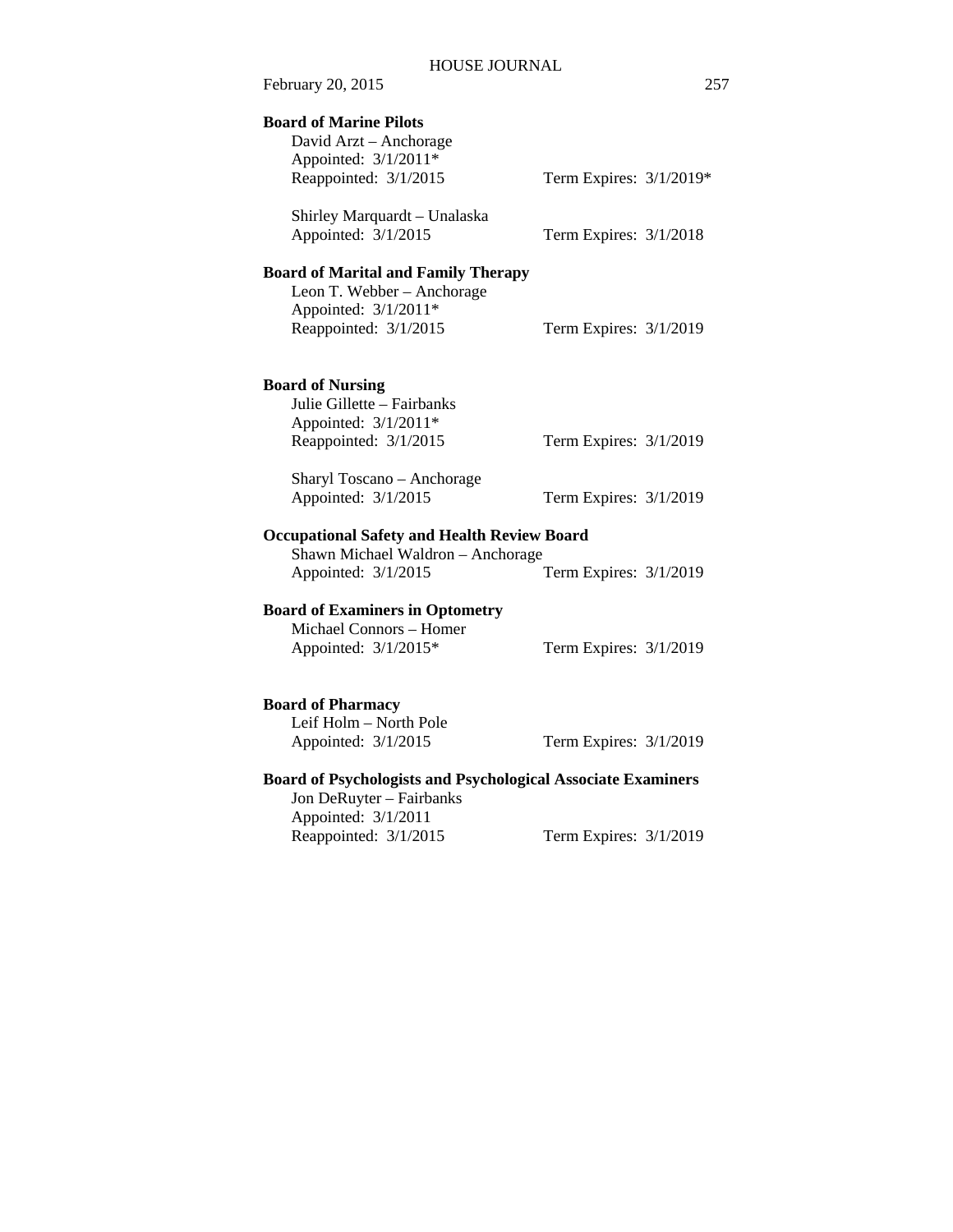**Board of Marine Pilots**

David Arzt – Anchorage
Appointed: 3/1/2011*
Reappointed: 3/1/2015 Term Expires: 3/1/2019*

Shirley Marquardt – Unalaska
Appointed: 3/1/2015 Term Expires: 3/1/2018

**Board of Marital and Family Therapy**

Leon T. Webber – Anchorage
Appointed: 3/1/2011*
Reappointed: 3/1/2015 Term Expires: 3/1/2019

**Board of Nursing**

Julie Gillette – Fairbanks
Appointed: 3/1/2011*
Reappointed: 3/1/2015 Term Expires: 3/1/2019

Sharyl Toscano – Anchorage
Appointed: 3/1/2015 Term Expires: 3/1/2019

**Occupational Safety and Health Review Board**

Shawn Michael Waldron – Anchorage
Appointed: 3/1/2015 Term Expires: 3/1/2019

**Board of Examiners in Optometry**

Michael Connors – Homer
Appointed: 3/1/2015* Term Expires: 3/1/2019

**Board of Pharmacy**

Leif Holm – North Pole
Appointed: 3/1/2015 Term Expires: 3/1/2019

**Board of Psychologists and Psychological Associate Examiners**

Jon DeRuyter – Fairbanks
Appointed: 3/1/2011
Reappointed: 3/1/2015 Term Expires: 3/1/2019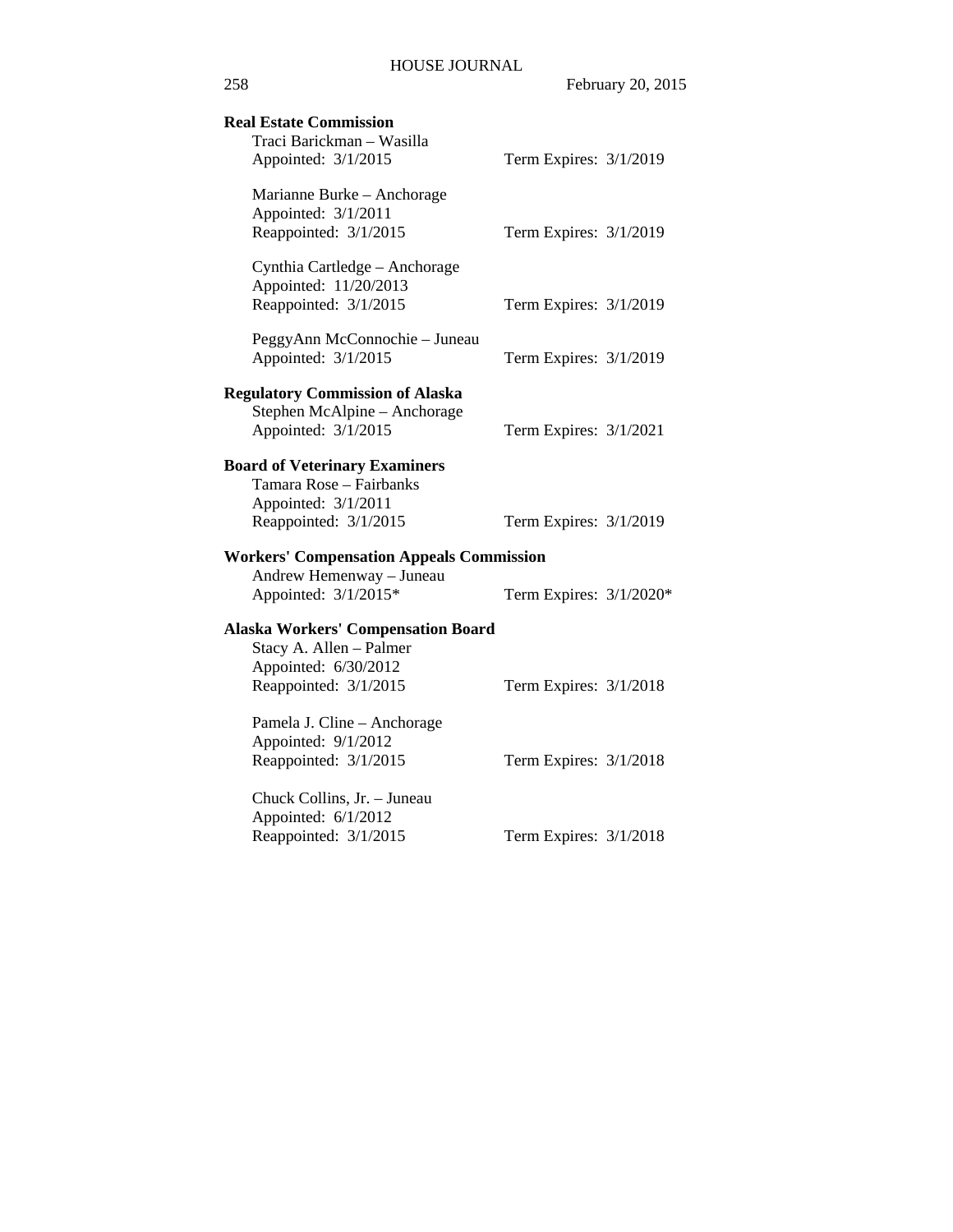**Real Estate Commission**

Traci Barickman – Wasilla
Appointed: 3/1/2015 Term Expires: 3/1/2019

Marianne Burke – Anchorage
Appointed: 3/1/2011
Reappointed: 3/1/2015 Term Expires: 3/1/2019

Cynthia Cartledge – Anchorage
Appointed: 11/20/2013
Reappointed: 3/1/2015 Term Expires: 3/1/2019

PeggyAnn McConnochie – Juneau
Appointed: 3/1/2015 Term Expires: 3/1/2019

**Regulatory Commission of Alaska**

Stephen McAlpine – Anchorage
Appointed: 3/1/2015 Term Expires: 3/1/2021

**Board of Veterinary Examiners**

Tamara Rose – Fairbanks
Appointed: 3/1/2011
Reappointed: 3/1/2015 Term Expires: 3/1/2019

**Workers' Compensation Appeals Commission**

Andrew Hemenway – Juneau
Appointed: 3/1/2015* Term Expires: 3/1/2020*

**Alaska Workers' Compensation Board**

Stacy A. Allen – Palmer
Appointed: 6/30/2012
Reappointed: 3/1/2015 Term Expires: 3/1/2018

Pamela J. Cline – Anchorage
Appointed: 9/1/2012
Reappointed: 3/1/2015 Term Expires: 3/1/2018

Chuck Collins, Jr. – Juneau
Appointed: 6/1/2012
Reappointed: 3/1/2015 Term Expires: 3/1/2018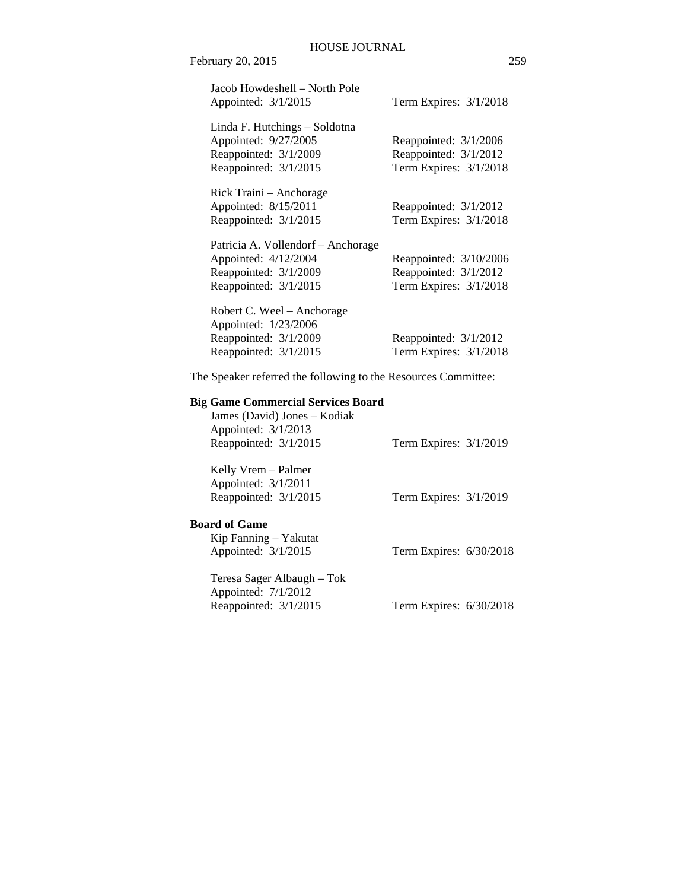Jacob Howdeshell – North Pole
Appointed: 3/1/2015 Term Expires: 3/1/2018

Linda F. Hutchings – Soldotna
Appointed: 9/27/2005 Reappointed: 3/1/2006
Reappointed: 3/1/2009 Reappointed: 3/1/2012
Reappointed: 3/1/2015 Term Expires: 3/1/2018

Rick Traini – Anchorage
Appointed: 8/15/2011 Reappointed: 3/1/2012
Reappointed: 3/1/2015 Term Expires: 3/1/2018

Patricia A. Vollendorf – Anchorage
Appointed: 4/12/2004 Reappointed: 3/10/2006
Reappointed: 3/1/2009 Reappointed: 3/1/2012
Reappointed: 3/1/2015 Term Expires: 3/1/2018

Robert C. Weel – Anchorage
Appointed: 1/23/2006
Reappointed: 3/1/2009 Reappointed: 3/1/2012
Reappointed: 3/1/2015 Term Expires: 3/1/2018

The Speaker referred the following to the Resources Committee:

**Big Game Commercial Services Board**

James (David) Jones – Kodiak
Appointed: 3/1/2013
Reappointed: 3/1/2015 Term Expires: 3/1/2019

Kelly Vrem – Palmer
Appointed: 3/1/2011
Reappointed: 3/1/2015 Term Expires: 3/1/2019

**Board of Game**

Kip Fanning – Yakutat
Appointed: 3/1/2015 Term Expires: 6/30/2018

Teresa Sager Albaugh – Tok
Appointed: 7/1/2012
Reappointed: 3/1/2015 Term Expires: 6/30/2018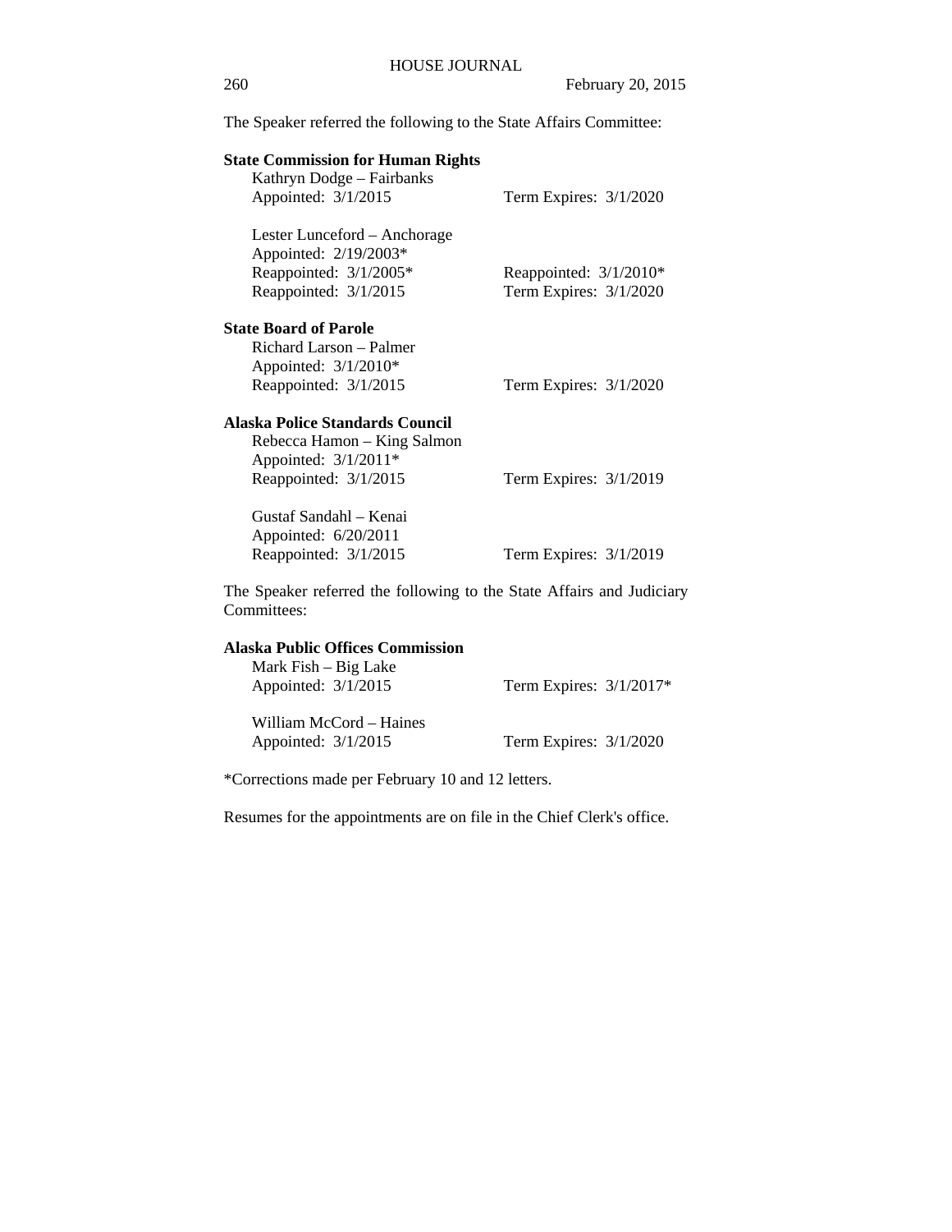The Speaker referred the following to the State Affairs Committee:

**State Commission for Human Rights**

Kathryn Dodge – Fairbanks
Appointed: 3/1/2015 Term Expires: 3/1/2020

Lester Lunceford – Anchorage
Appointed: 2/19/2003*
Reappointed: 3/1/2005* Reappointed: 3/1/2010*
Reappointed: 3/1/2015 Term Expires: 3/1/2020

**State Board of Parole**

Richard Larson – Palmer
Appointed: 3/1/2010*
Reappointed: 3/1/2015 Term Expires: 3/1/2020

**Alaska Police Standards Council**

Rebecca Hamon – King Salmon
Appointed: 3/1/2011*
Reappointed: 3/1/2015 Term Expires: 3/1/2019

Gustaf Sandahl – Kenai
Appointed: 6/20/2011
Reappointed: 3/1/2015 Term Expires: 3/1/2019

The Speaker referred the following to the State Affairs and Judiciary Committees:

**Alaska Public Offices Commission**

Mark Fish – Big Lake
Appointed: 3/1/2015 Term Expires: 3/1/2017*

William McCord – Haines
Appointed: 3/1/2015 Term Expires: 3/1/2020

*Corrections made per February 10 and 12 letters.

Resumes for the appointments are on file in the Chief Clerk's office.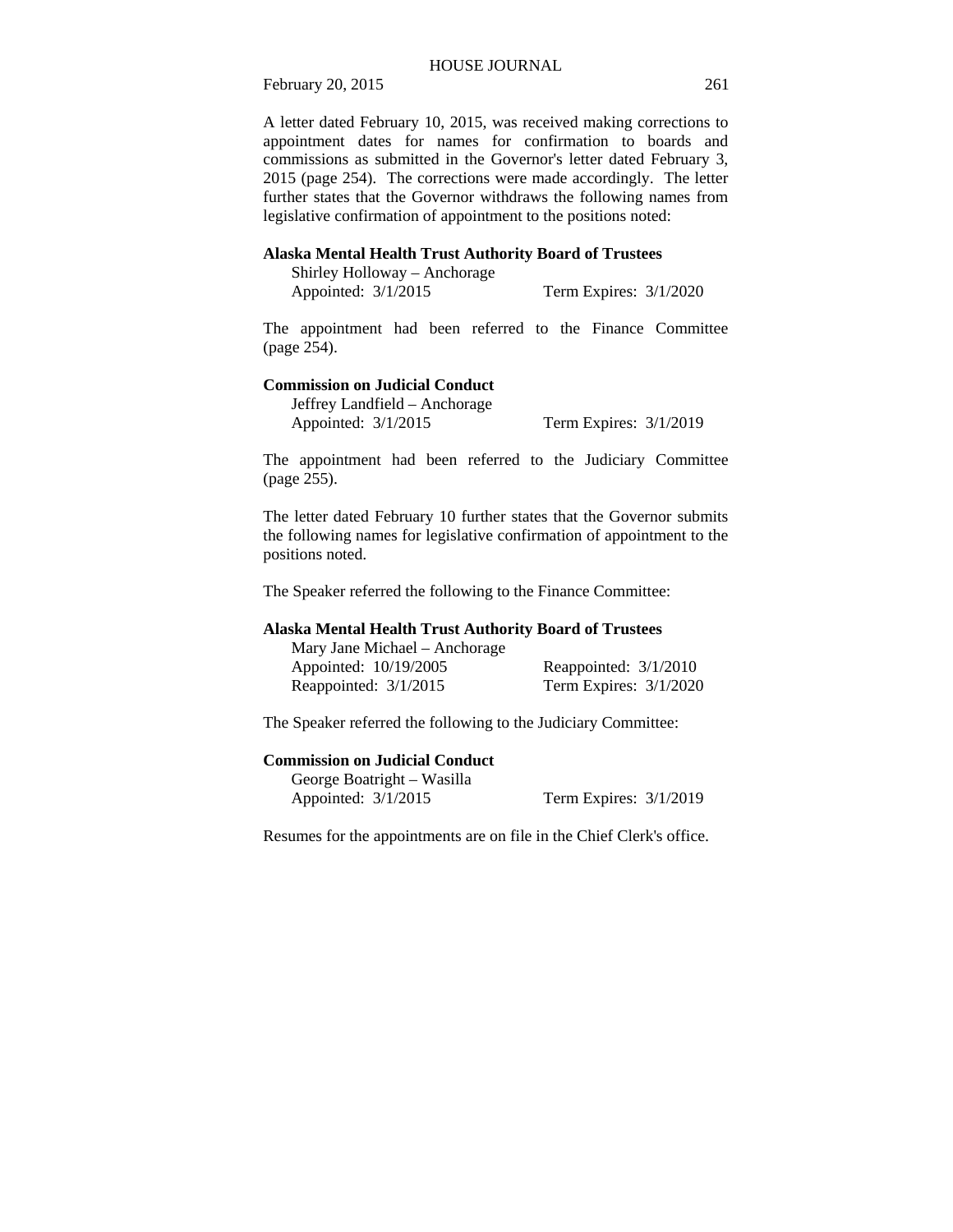A letter dated February 10, 2015, was received making corrections to appointment dates for names for confirmation to boards and commissions as submitted in the Governor's letter dated February 3, 2015 (page 254). The corrections were made accordingly. The letter further states that the Governor withdraws the following names from legislative confirmation of appointment to the positions noted:

**Alaska Mental Health Trust Authority Board of Trustees**

Shirley Holloway – Anchorage
Appointed: 3/1/2015 Term Expires: 3/1/2020

The appointment had been referred to the Finance Committee (page 254).

**Commission on Judicial Conduct**

Jeffrey Landfield – Anchorage
Appointed: 3/1/2015 Term Expires: 3/1/2019

The appointment had been referred to the Judiciary Committee (page 255).

The letter dated February 10 further states that the Governor submits the following names for legislative confirmation of appointment to the positions noted.

The Speaker referred the following to the Finance Committee:

**Alaska Mental Health Trust Authority Board of Trustees**

Mary Jane Michael – Anchorage
Appointed: 10/19/2005 Reappointed: 3/1/2010
Reappointed: 3/1/2015 Term Expires: 3/1/2020

The Speaker referred the following to the Judiciary Committee:

**Commission on Judicial Conduct**

George Boatright – Wasilla
Appointed: 3/1/2015 Term Expires: 3/1/2019

Resumes for the appointments are on file in the Chief Clerk's office.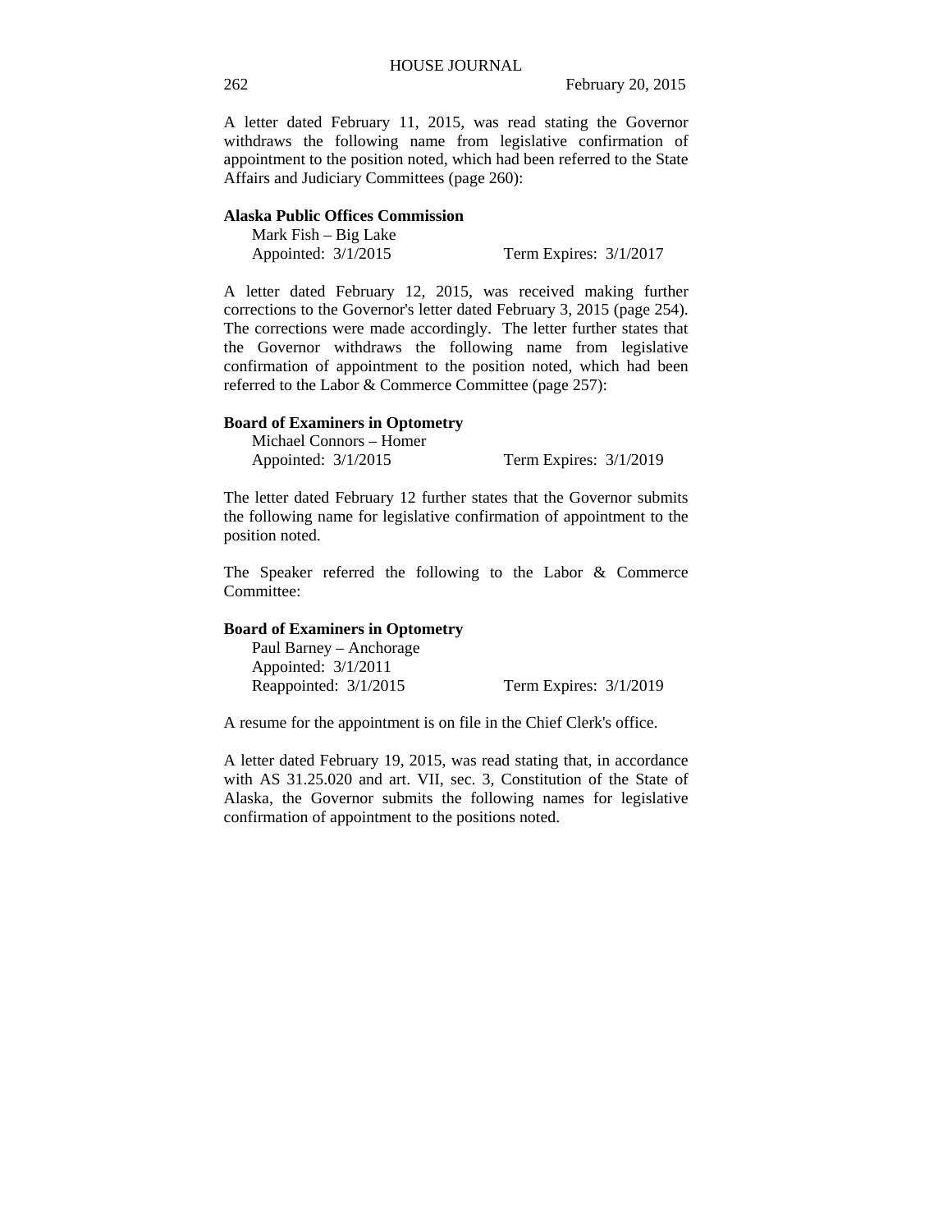A letter dated February 11, 2015, was read stating the Governor withdraws the following name from legislative confirmation of appointment to the position noted, which had been referred to the State Affairs and Judiciary Committees (page 260):

**Alaska Public Offices Commission**

Mark Fish – Big Lake
Appointed: 3/1/2015 Term Expires: 3/1/2017

A letter dated February 12, 2015, was received making further corrections to the Governor's letter dated February 3, 2015 (page 254). The corrections were made accordingly. The letter further states that the Governor withdraws the following name from legislative confirmation of appointment to the position noted, which had been referred to the Labor & Commerce Committee (page 257):

**Board of Examiners in Optometry**

Michael Connors – Homer
Appointed: 3/1/2015 Term Expires: 3/1/2019

The letter dated February 12 further states that the Governor submits the following name for legislative confirmation of appointment to the position noted.

The Speaker referred the following to the Labor & Commerce Committee:

**Board of Examiners in Optometry**

Paul Barney – Anchorage
Appointed: 3/1/2011
Reappointed: 3/1/2015 Term Expires: 3/1/2019

A resume for the appointment is on file in the Chief Clerk's office.

A letter dated February 19, 2015, was read stating that, in accordance with AS 31.25.020 and art. VII, sec. 3, Constitution of the State of Alaska, the Governor submits the following names for legislative confirmation of appointment to the positions noted.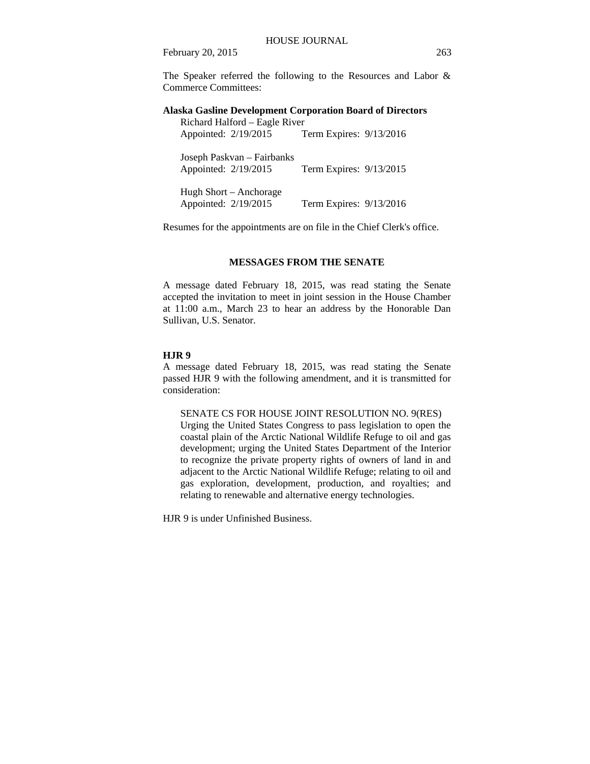The Speaker referred the following to the Resources and Labor & Commerce Committees:

**Alaska Gasline Development Corporation Board of Directors**

Richard Halford – Eagle River
Appointed: 2/19/2015 Term Expires: 9/13/2016

Joseph Paskvan – Fairbanks
Appointed: 2/19/2015 Term Expires: 9/13/2015

Hugh Short – Anchorage
Appointed: 2/19/2015 Term Expires: 9/13/2016

Resumes for the appointments are on file in the Chief Clerk's office.

## MESSAGES FROM THE SENATE

A message dated February 18, 2015, was read stating the Senate accepted the invitation to meet in joint session in the House Chamber at 11:00 a.m., March 23 to hear an address by the Honorable Dan Sullivan, U.S. Senator.

**HJR 9**

A message dated February 18, 2015, was read stating the Senate passed HJR 9 with the following amendment, and it is transmitted for consideration:

> SENATE CS FOR HOUSE JOINT RESOLUTION NO. 9(RES)
> Urging the United States Congress to pass legislation to open the coastal plain of the Arctic National Wildlife Refuge to oil and gas development; urging the United States Department of the Interior to recognize the private property rights of owners of land in and adjacent to the Arctic National Wildlife Refuge; relating to oil and gas exploration, development, production, and royalties; and relating to renewable and alternative energy technologies.

HJR 9 is under Unfinished Business.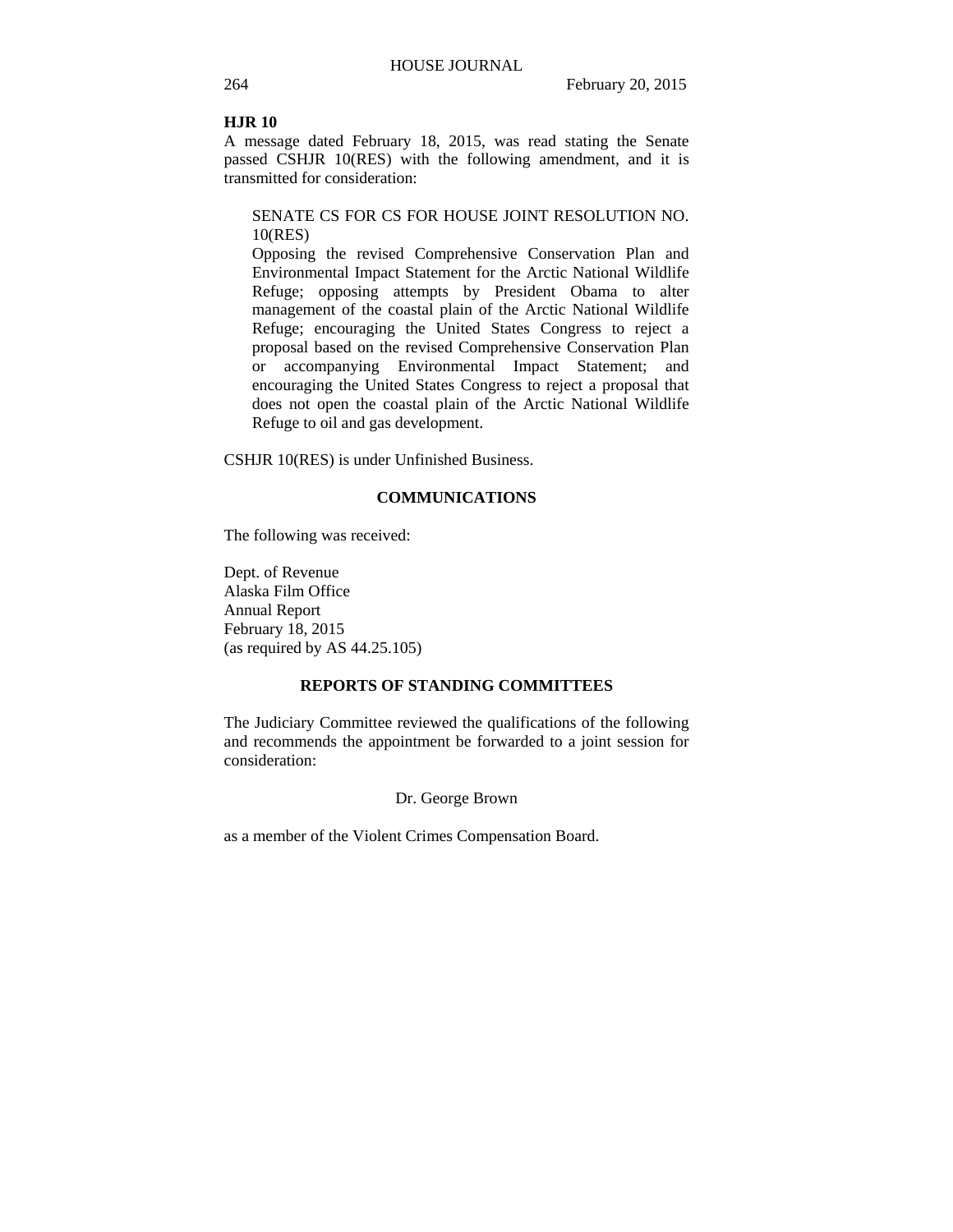**HJR 10**

A message dated February 18, 2015, was read stating the Senate passed CSHJR 10(RES) with the following amendment, and it is transmitted for consideration:

> SENATE CS FOR CS FOR HOUSE JOINT RESOLUTION NO. 10(RES)
>
> Opposing the revised Comprehensive Conservation Plan and Environmental Impact Statement for the Arctic National Wildlife Refuge; opposing attempts by President Obama to alter management of the coastal plain of the Arctic National Wildlife Refuge; encouraging the United States Congress to reject a proposal based on the revised Comprehensive Conservation Plan or accompanying Environmental Impact Statement; and encouraging the United States Congress to reject a proposal that does not open the coastal plain of the Arctic National Wildlife Refuge to oil and gas development.

CSHJR 10(RES) is under Unfinished Business.

## COMMUNICATIONS

The following was received:

Dept. of Revenue
Alaska Film Office
Annual Report
February 18, 2015
(as required by AS 44.25.105)

## REPORTS OF STANDING COMMITTEES

The Judiciary Committee reviewed the qualifications of the following and recommends the appointment be forwarded to a joint session for consideration:

Dr. George Brown

as a member of the Violent Crimes Compensation Board.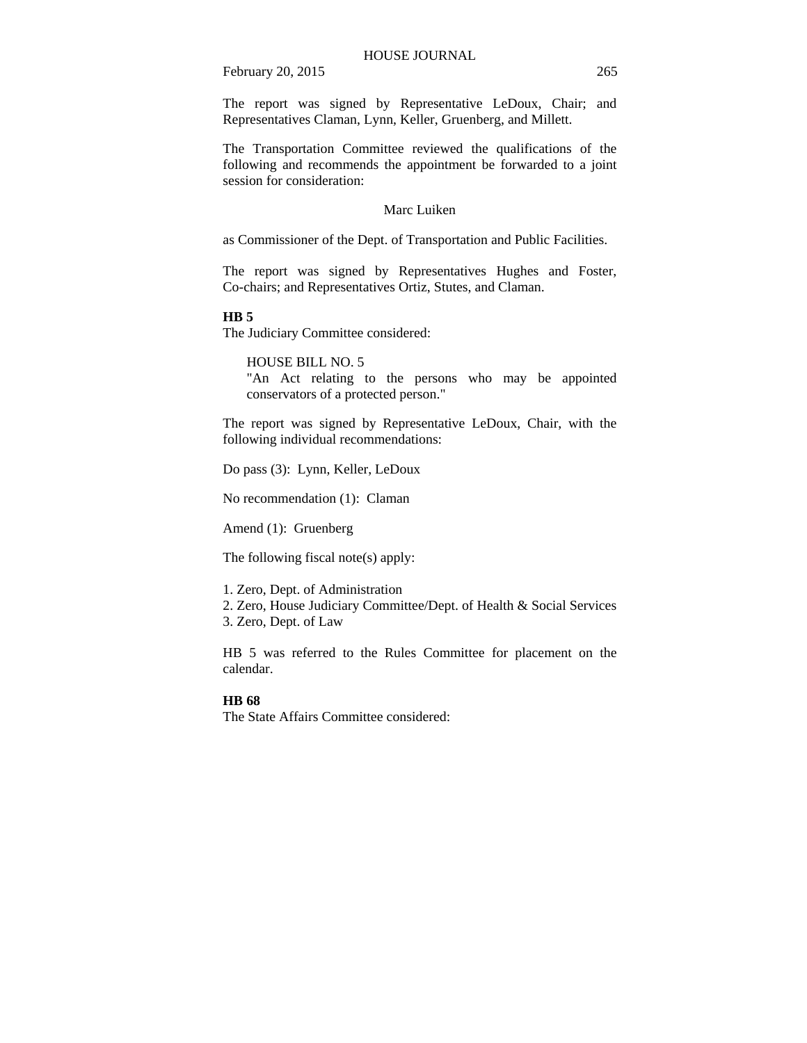The report was signed by Representative LeDoux, Chair; and Representatives Claman, Lynn, Keller, Gruenberg, and Millett.

The Transportation Committee reviewed the qualifications of the following and recommends the appointment be forwarded to a joint session for consideration:

Marc Luiken

as Commissioner of the Dept. of Transportation and Public Facilities.

The report was signed by Representatives Hughes and Foster, Co-chairs; and Representatives Ortiz, Stutes, and Claman.

**HB 5**

The Judiciary Committee considered:

> HOUSE BILL NO. 5
> "An Act relating to the persons who may be appointed conservators of a protected person."

The report was signed by Representative LeDoux, Chair, with the following individual recommendations:

Do pass (3): Lynn, Keller, LeDoux

No recommendation (1): Claman

Amend (1): Gruenberg

The following fiscal note(s) apply:

1. Zero, Dept. of Administration
2. Zero, House Judiciary Committee/Dept. of Health & Social Services
3. Zero, Dept. of Law

HB 5 was referred to the Rules Committee for placement on the calendar.

**HB 68**

The State Affairs Committee considered: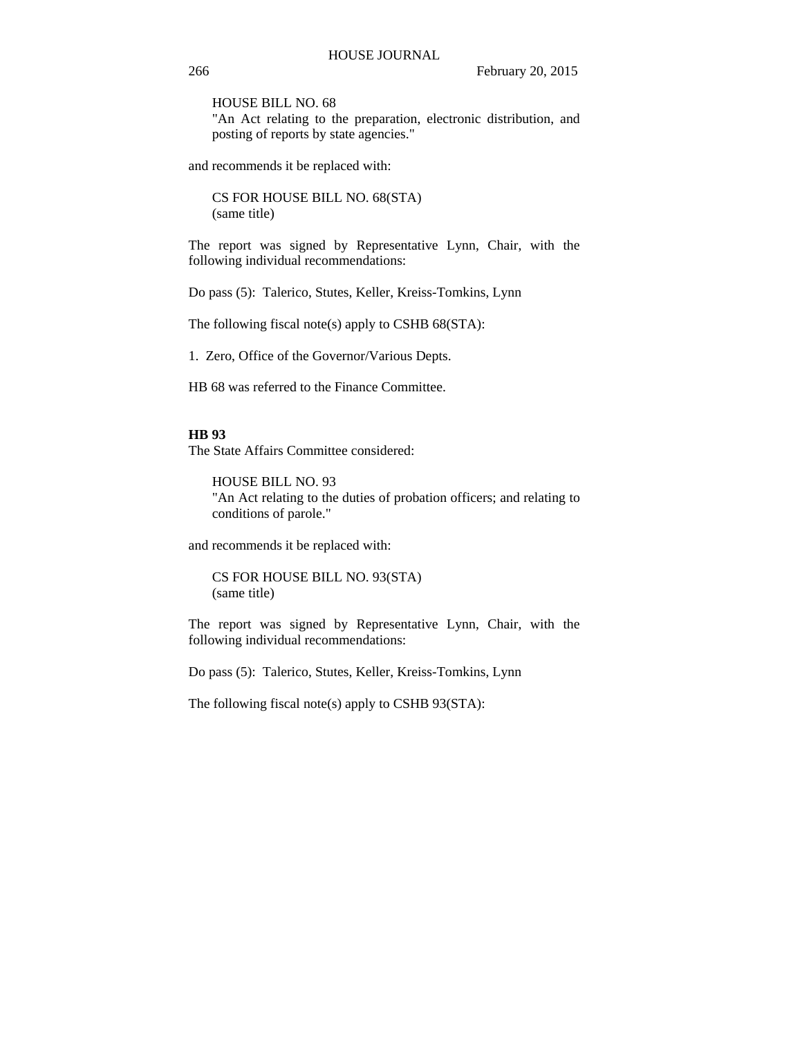HOUSE BILL NO. 68
"An Act relating to the preparation, electronic distribution, and posting of reports by state agencies."

and recommends it be replaced with:

CS FOR HOUSE BILL NO. 68(STA)
(same title)

The report was signed by Representative Lynn, Chair, with the following individual recommendations:

Do pass (5): Talerico, Stutes, Keller, Kreiss-Tomkins, Lynn

The following fiscal note(s) apply to CSHB 68(STA):

1. Zero, Office of the Governor/Various Depts.

HB 68 was referred to the Finance Committee.

**HB 93**
The State Affairs Committee considered:

HOUSE BILL NO. 93
"An Act relating to the duties of probation officers; and relating to conditions of parole."

and recommends it be replaced with:

CS FOR HOUSE BILL NO. 93(STA)
(same title)

The report was signed by Representative Lynn, Chair, with the following individual recommendations:

Do pass (5): Talerico, Stutes, Keller, Kreiss-Tomkins, Lynn

The following fiscal note(s) apply to CSHB 93(STA):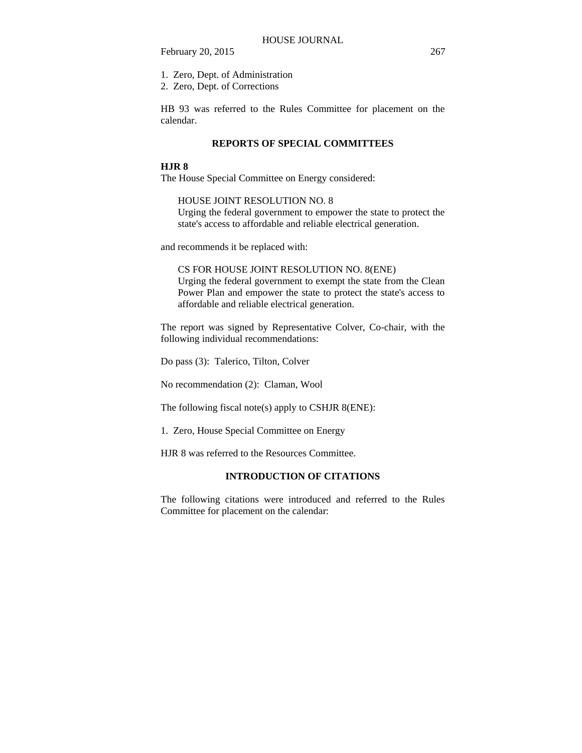1. Zero, Dept. of Administration
2. Zero, Dept. of Corrections

HB 93 was referred to the Rules Committee for placement on the calendar.

## REPORTS OF SPECIAL COMMITTEES

**HJR 8**

The House Special Committee on Energy considered:

> HOUSE JOINT RESOLUTION NO. 8
> Urging the federal government to empower the state to protect the state's access to affordable and reliable electrical generation.

and recommends it be replaced with:

> CS FOR HOUSE JOINT RESOLUTION NO. 8(ENE)
> Urging the federal government to exempt the state from the Clean Power Plan and empower the state to protect the state's access to affordable and reliable electrical generation.

The report was signed by Representative Colver, Co-chair, with the following individual recommendations:

Do pass (3): Talerico, Tilton, Colver

No recommendation (2): Claman, Wool

The following fiscal note(s) apply to CSHJR 8(ENE):

1. Zero, House Special Committee on Energy

HJR 8 was referred to the Resources Committee.

## INTRODUCTION OF CITATIONS

The following citations were introduced and referred to the Rules Committee for placement on the calendar: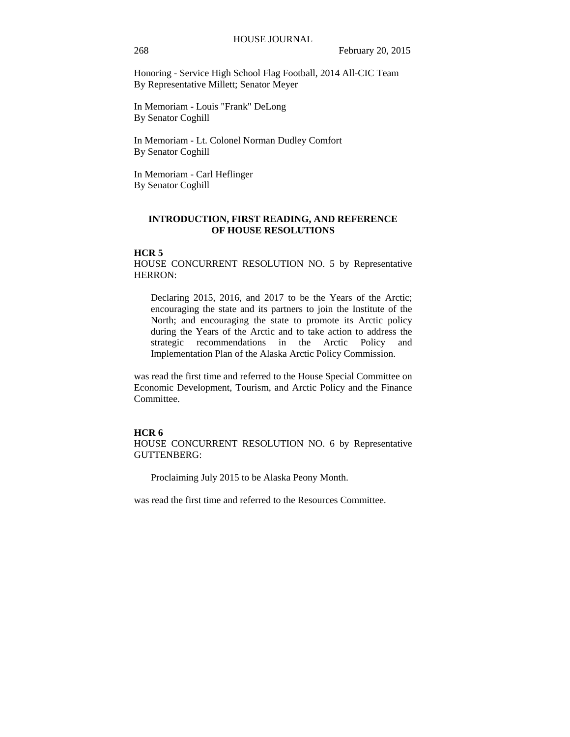Honoring - Service High School Flag Football, 2014 All-CIC Team
By Representative Millett; Senator Meyer

In Memoriam - Louis "Frank" DeLong
By Senator Coghill

In Memoriam - Lt. Colonel Norman Dudley Comfort
By Senator Coghill

In Memoriam - Carl Heflinger
By Senator Coghill

## INTRODUCTION, FIRST READING, AND REFERENCE OF HOUSE RESOLUTIONS

**HCR 5**

HOUSE CONCURRENT RESOLUTION NO. 5 by Representative HERRON:

> Declaring 2015, 2016, and 2017 to be the Years of the Arctic; encouraging the state and its partners to join the Institute of the North; and encouraging the state to promote its Arctic policy during the Years of the Arctic and to take action to address the strategic recommendations in the Arctic Policy and Implementation Plan of the Alaska Arctic Policy Commission.

was read the first time and referred to the House Special Committee on Economic Development, Tourism, and Arctic Policy and the Finance Committee.

**HCR 6**

HOUSE CONCURRENT RESOLUTION NO. 6 by Representative GUTTENBERG:

> Proclaiming July 2015 to be Alaska Peony Month.

was read the first time and referred to the Resources Committee.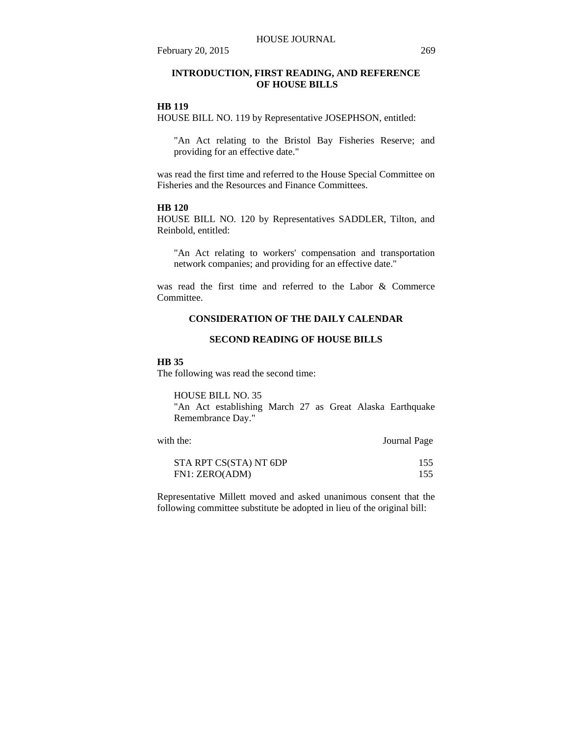## INTRODUCTION, FIRST READING, AND REFERENCE OF HOUSE BILLS

**HB 119**

HOUSE BILL NO. 119 by Representative JOSEPHSON, entitled:

> "An Act relating to the Bristol Bay Fisheries Reserve; and providing for an effective date."

was read the first time and referred to the House Special Committee on Fisheries and the Resources and Finance Committees.

**HB 120**

HOUSE BILL NO. 120 by Representatives SADDLER, Tilton, and Reinbold, entitled:

> "An Act relating to workers' compensation and transportation network companies; and providing for an effective date."

was read the first time and referred to the Labor & Commerce Committee.

## CONSIDERATION OF THE DAILY CALENDAR

## SECOND READING OF HOUSE BILLS

**HB 35**

The following was read the second time:

> HOUSE BILL NO. 35
> "An Act establishing March 27 as Great Alaska Earthquake Remembrance Day."

| with the: | Journal Page |
|---|---|
| STA RPT CS(STA) NT 6DP | 155 |
| FN1: ZERO(ADM) | 155 |

Representative Millett moved and asked unanimous consent that the following committee substitute be adopted in lieu of the original bill: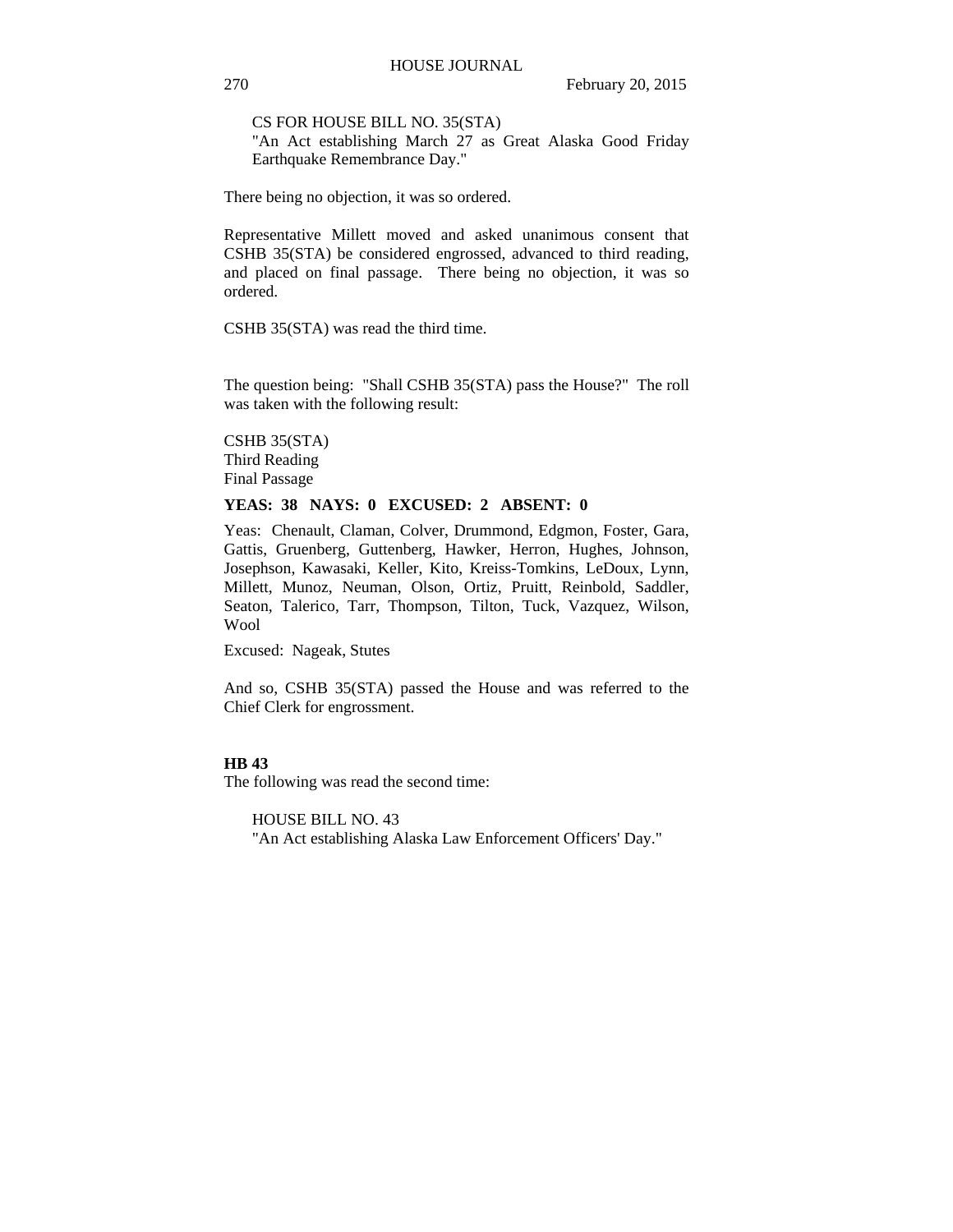CS FOR HOUSE BILL NO. 35(STA)
"An Act establishing March 27 as Great Alaska Good Friday Earthquake Remembrance Day."

There being no objection, it was so ordered.

Representative Millett moved and asked unanimous consent that CSHB 35(STA) be considered engrossed, advanced to third reading, and placed on final passage. There being no objection, it was so ordered.

CSHB 35(STA) was read the third time.

The question being: "Shall CSHB 35(STA) pass the House?" The roll was taken with the following result:

CSHB 35(STA)
Third Reading
Final Passage

**YEAS: 38 NAYS: 0 EXCUSED: 2 ABSENT: 0**

Yeas: Chenault, Claman, Colver, Drummond, Edgmon, Foster, Gara, Gattis, Gruenberg, Guttenberg, Hawker, Herron, Hughes, Johnson, Josephson, Kawasaki, Keller, Kito, Kreiss-Tomkins, LeDoux, Lynn, Millett, Munoz, Neuman, Olson, Ortiz, Pruitt, Reinbold, Saddler, Seaton, Talerico, Tarr, Thompson, Tilton, Tuck, Vazquez, Wilson, Wool

Excused: Nageak, Stutes

And so, CSHB 35(STA) passed the House and was referred to the Chief Clerk for engrossment.

**HB 43**
The following was read the second time:

HOUSE BILL NO. 43
"An Act establishing Alaska Law Enforcement Officers' Day."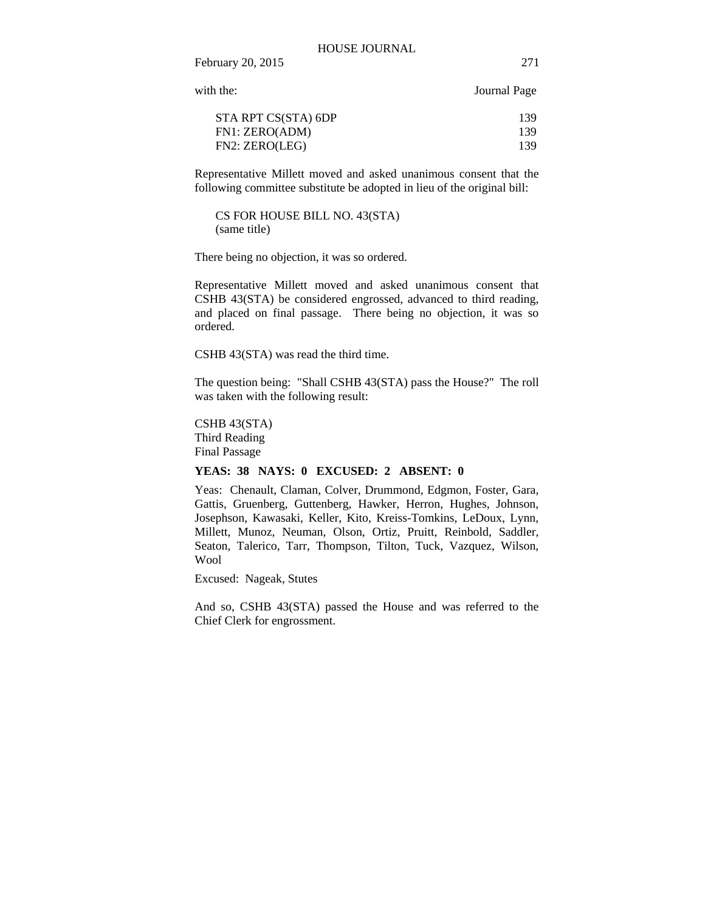with the: Journal Page

| | |
|---|---|
| STA RPT CS(STA) 6DP | 139 |
| FN1: ZERO(ADM) | 139 |
| FN2: ZERO(LEG) | 139 |

Representative Millett moved and asked unanimous consent that the following committee substitute be adopted in lieu of the original bill:

CS FOR HOUSE BILL NO. 43(STA)
(same title)

There being no objection, it was so ordered.

Representative Millett moved and asked unanimous consent that CSHB 43(STA) be considered engrossed, advanced to third reading, and placed on final passage. There being no objection, it was so ordered.

CSHB 43(STA) was read the third time.

The question being: "Shall CSHB 43(STA) pass the House?" The roll was taken with the following result:

CSHB 43(STA)
Third Reading
Final Passage

**YEAS: 38 NAYS: 0 EXCUSED: 2 ABSENT: 0**

Yeas: Chenault, Claman, Colver, Drummond, Edgmon, Foster, Gara, Gattis, Gruenberg, Guttenberg, Hawker, Herron, Hughes, Johnson, Josephson, Kawasaki, Keller, Kito, Kreiss-Tomkins, LeDoux, Lynn, Millett, Munoz, Neuman, Olson, Ortiz, Pruitt, Reinbold, Saddler, Seaton, Talerico, Tarr, Thompson, Tilton, Tuck, Vazquez, Wilson, Wool

Excused: Nageak, Stutes

And so, CSHB 43(STA) passed the House and was referred to the Chief Clerk for engrossment.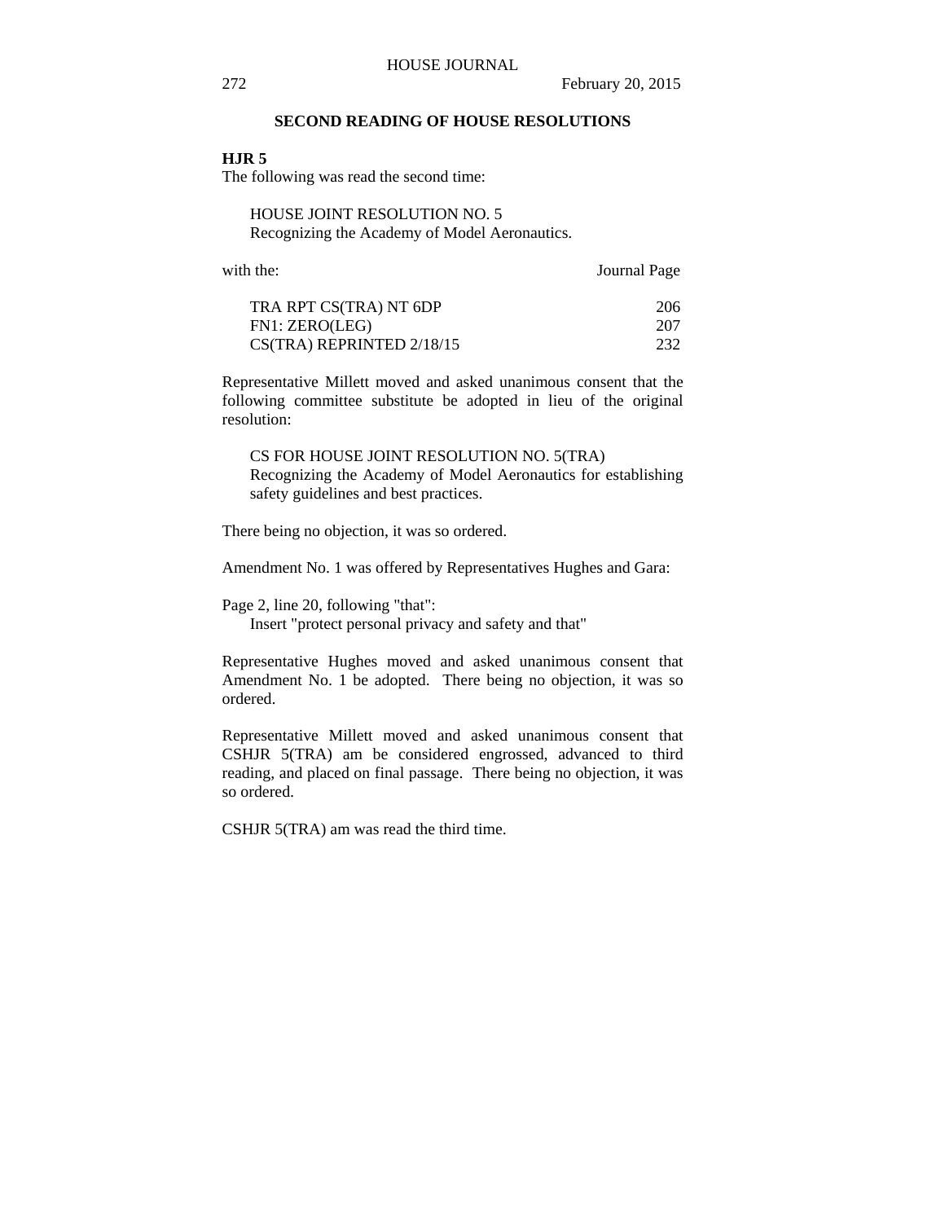## SECOND READING OF HOUSE RESOLUTIONS

**HJR 5**

The following was read the second time:

HOUSE JOINT RESOLUTION NO. 5
Recognizing the Academy of Model Aeronautics.

| with the: | Journal Page |
|---|---|
| TRA RPT CS(TRA) NT 6DP | 206 |
| FN1: ZERO(LEG) | 207 |
| CS(TRA) REPRINTED 2/18/15 | 232 |

Representative Millett moved and asked unanimous consent that the following committee substitute be adopted in lieu of the original resolution:

CS FOR HOUSE JOINT RESOLUTION NO. 5(TRA)
Recognizing the Academy of Model Aeronautics for establishing safety guidelines and best practices.

There being no objection, it was so ordered.

Amendment No. 1 was offered by Representatives Hughes and Gara:

Page 2, line 20, following "that":
Insert "protect personal privacy and safety and that"

Representative Hughes moved and asked unanimous consent that Amendment No. 1 be adopted. There being no objection, it was so ordered.

Representative Millett moved and asked unanimous consent that CSHJR 5(TRA) am be considered engrossed, advanced to third reading, and placed on final passage. There being no objection, it was so ordered.

CSHJR 5(TRA) am was read the third time.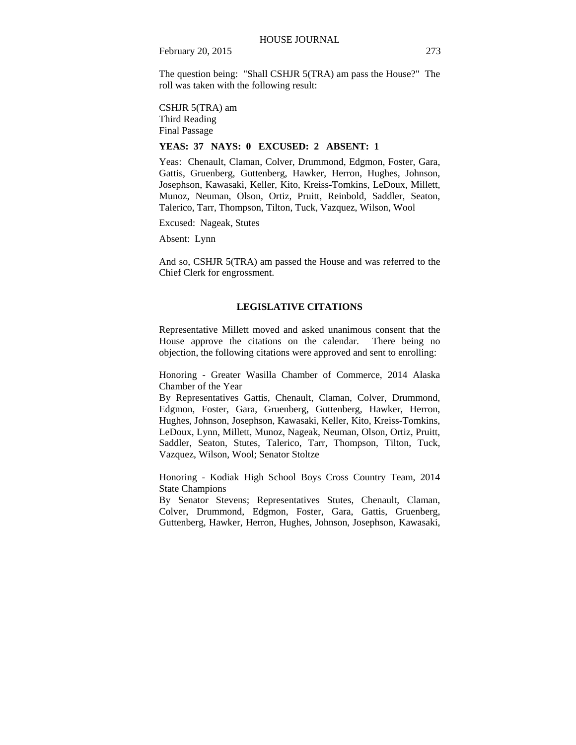The question being: "Shall CSHJR 5(TRA) am pass the House?" The roll was taken with the following result:

CSHJR 5(TRA) am
Third Reading
Final Passage

**YEAS: 37 NAYS: 0 EXCUSED: 2 ABSENT: 1**

Yeas: Chenault, Claman, Colver, Drummond, Edgmon, Foster, Gara, Gattis, Gruenberg, Guttenberg, Hawker, Herron, Hughes, Johnson, Josephson, Kawasaki, Keller, Kito, Kreiss-Tomkins, LeDoux, Millett, Munoz, Neuman, Olson, Ortiz, Pruitt, Reinbold, Saddler, Seaton, Talerico, Tarr, Thompson, Tilton, Tuck, Vazquez, Wilson, Wool

Excused: Nageak, Stutes

Absent: Lynn

And so, CSHJR 5(TRA) am passed the House and was referred to the Chief Clerk for engrossment.

**LEGISLATIVE CITATIONS**

Representative Millett moved and asked unanimous consent that the House approve the citations on the calendar. There being no objection, the following citations were approved and sent to enrolling:

Honoring - Greater Wasilla Chamber of Commerce, 2014 Alaska Chamber of the Year
By Representatives Gattis, Chenault, Claman, Colver, Drummond, Edgmon, Foster, Gara, Gruenberg, Guttenberg, Hawker, Herron, Hughes, Johnson, Josephson, Kawasaki, Keller, Kito, Kreiss-Tomkins, LeDoux, Lynn, Millett, Munoz, Nageak, Neuman, Olson, Ortiz, Pruitt, Saddler, Seaton, Stutes, Talerico, Tarr, Thompson, Tilton, Tuck, Vazquez, Wilson, Wool; Senator Stoltze

Honoring - Kodiak High School Boys Cross Country Team, 2014 State Champions
By Senator Stevens; Representatives Stutes, Chenault, Claman, Colver, Drummond, Edgmon, Foster, Gara, Gattis, Gruenberg, Guttenberg, Hawker, Herron, Hughes, Johnson, Josephson, Kawasaki,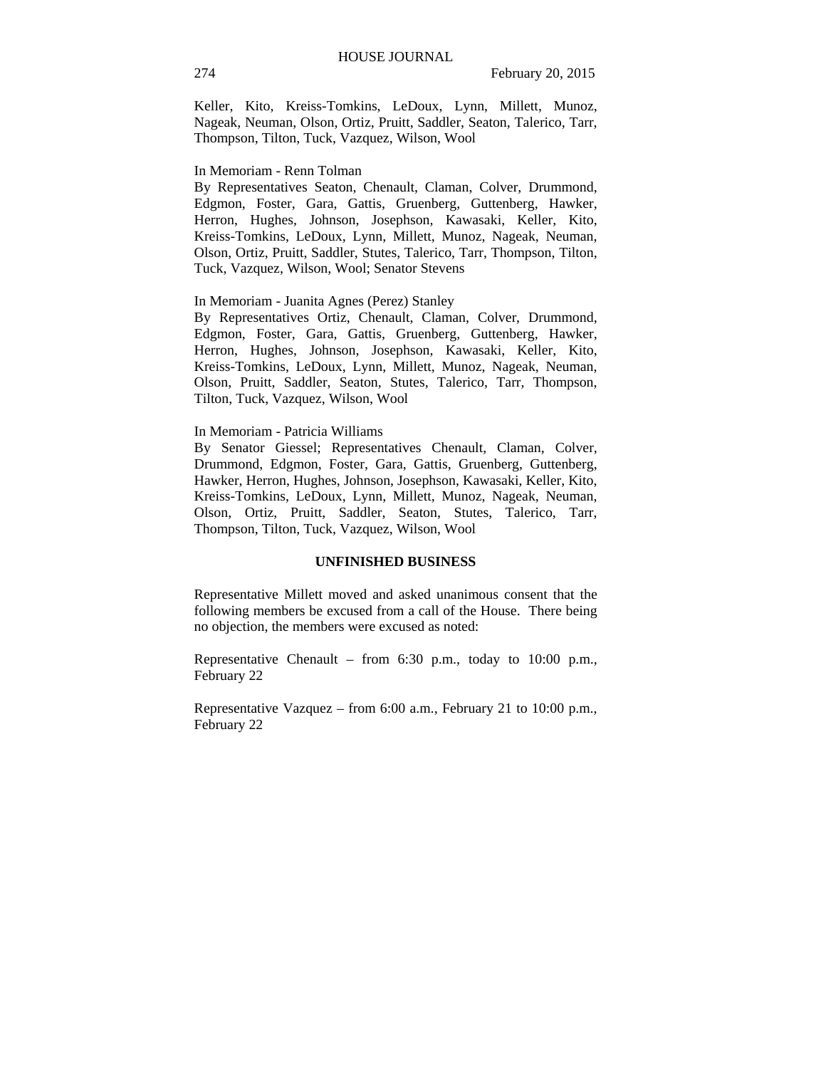Keller, Kito, Kreiss-Tomkins, LeDoux, Lynn, Millett, Munoz, Nageak, Neuman, Olson, Ortiz, Pruitt, Saddler, Seaton, Talerico, Tarr, Thompson, Tilton, Tuck, Vazquez, Wilson, Wool

In Memoriam - Renn Tolman
By Representatives Seaton, Chenault, Claman, Colver, Drummond, Edgmon, Foster, Gara, Gattis, Gruenberg, Guttenberg, Hawker, Herron, Hughes, Johnson, Josephson, Kawasaki, Keller, Kito, Kreiss-Tomkins, LeDoux, Lynn, Millett, Munoz, Nageak, Neuman, Olson, Ortiz, Pruitt, Saddler, Stutes, Talerico, Tarr, Thompson, Tilton, Tuck, Vazquez, Wilson, Wool; Senator Stevens

In Memoriam - Juanita Agnes (Perez) Stanley
By Representatives Ortiz, Chenault, Claman, Colver, Drummond, Edgmon, Foster, Gara, Gattis, Gruenberg, Guttenberg, Hawker, Herron, Hughes, Johnson, Josephson, Kawasaki, Keller, Kito, Kreiss-Tomkins, LeDoux, Lynn, Millett, Munoz, Nageak, Neuman, Olson, Pruitt, Saddler, Seaton, Stutes, Talerico, Tarr, Thompson, Tilton, Tuck, Vazquez, Wilson, Wool

In Memoriam - Patricia Williams
By Senator Giessel; Representatives Chenault, Claman, Colver, Drummond, Edgmon, Foster, Gara, Gattis, Gruenberg, Guttenberg, Hawker, Herron, Hughes, Johnson, Josephson, Kawasaki, Keller, Kito, Kreiss-Tomkins, LeDoux, Lynn, Millett, Munoz, Nageak, Neuman, Olson, Ortiz, Pruitt, Saddler, Seaton, Stutes, Talerico, Tarr, Thompson, Tilton, Tuck, Vazquez, Wilson, Wool

**UNFINISHED BUSINESS**

Representative Millett moved and asked unanimous consent that the following members be excused from a call of the House. There being no objection, the members were excused as noted:

Representative Chenault – from 6:30 p.m., today to 10:00 p.m., February 22

Representative Vazquez – from 6:00 a.m., February 21 to 10:00 p.m., February 22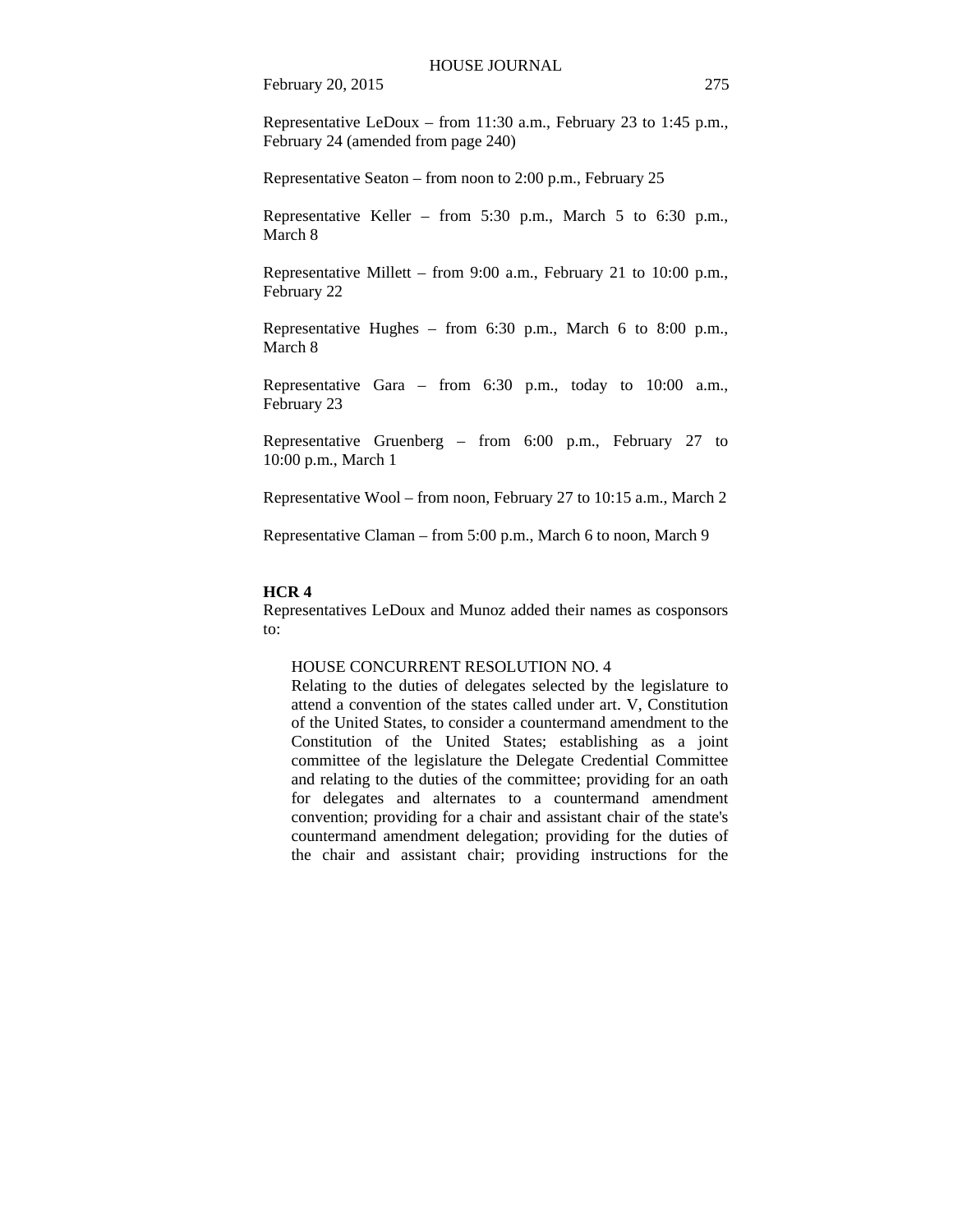Representative LeDoux – from 11:30 a.m., February 23 to 1:45 p.m., February 24 (amended from page 240)

Representative Seaton – from noon to 2:00 p.m., February 25

Representative Keller – from 5:30 p.m., March 5 to 6:30 p.m., March 8

Representative Millett – from 9:00 a.m., February 21 to 10:00 p.m., February 22

Representative Hughes – from 6:30 p.m., March 6 to 8:00 p.m., March 8

Representative Gara – from 6:30 p.m., today to 10:00 a.m., February 23

Representative Gruenberg – from 6:00 p.m., February 27 to 10:00 p.m., March 1

Representative Wool – from noon, February 27 to 10:15 a.m., March 2

Representative Claman – from 5:00 p.m., March 6 to noon, March 9

**HCR 4**

Representatives LeDoux and Munoz added their names as cosponsors to:

> HOUSE CONCURRENT RESOLUTION NO. 4
> Relating to the duties of delegates selected by the legislature to attend a convention of the states called under art. V, Constitution of the United States, to consider a countermand amendment to the Constitution of the United States; establishing as a joint committee of the legislature the Delegate Credential Committee and relating to the duties of the committee; providing for an oath for delegates and alternates to a countermand amendment convention; providing for a chair and assistant chair of the state's countermand amendment delegation; providing for the duties of the chair and assistant chair; providing instructions for the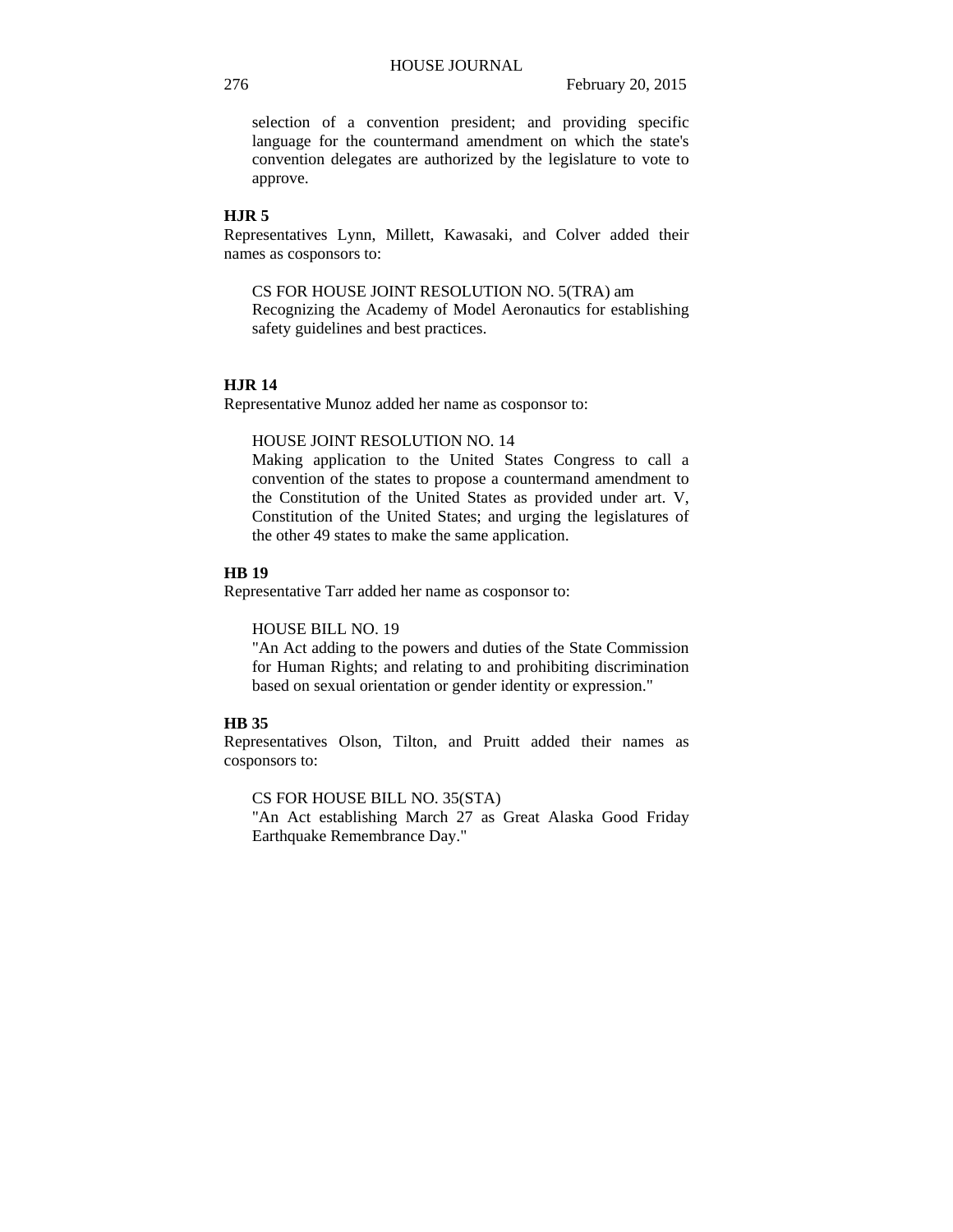selection of a convention president; and providing specific language for the countermand amendment on which the state's convention delegates are authorized by the legislature to vote to approve.

**HJR 5**

Representatives Lynn, Millett, Kawasaki, and Colver added their names as cosponsors to:

CS FOR HOUSE JOINT RESOLUTION NO. 5(TRA) am
Recognizing the Academy of Model Aeronautics for establishing safety guidelines and best practices.

**HJR 14**

Representative Munoz added her name as cosponsor to:

HOUSE JOINT RESOLUTION NO. 14
Making application to the United States Congress to call a convention of the states to propose a countermand amendment to the Constitution of the United States as provided under art. V, Constitution of the United States; and urging the legislatures of the other 49 states to make the same application.

**HB 19**

Representative Tarr added her name as cosponsor to:

HOUSE BILL NO. 19
"An Act adding to the powers and duties of the State Commission for Human Rights; and relating to and prohibiting discrimination based on sexual orientation or gender identity or expression."

**HB 35**

Representatives Olson, Tilton, and Pruitt added their names as cosponsors to:

CS FOR HOUSE BILL NO. 35(STA)
"An Act establishing March 27 as Great Alaska Good Friday Earthquake Remembrance Day."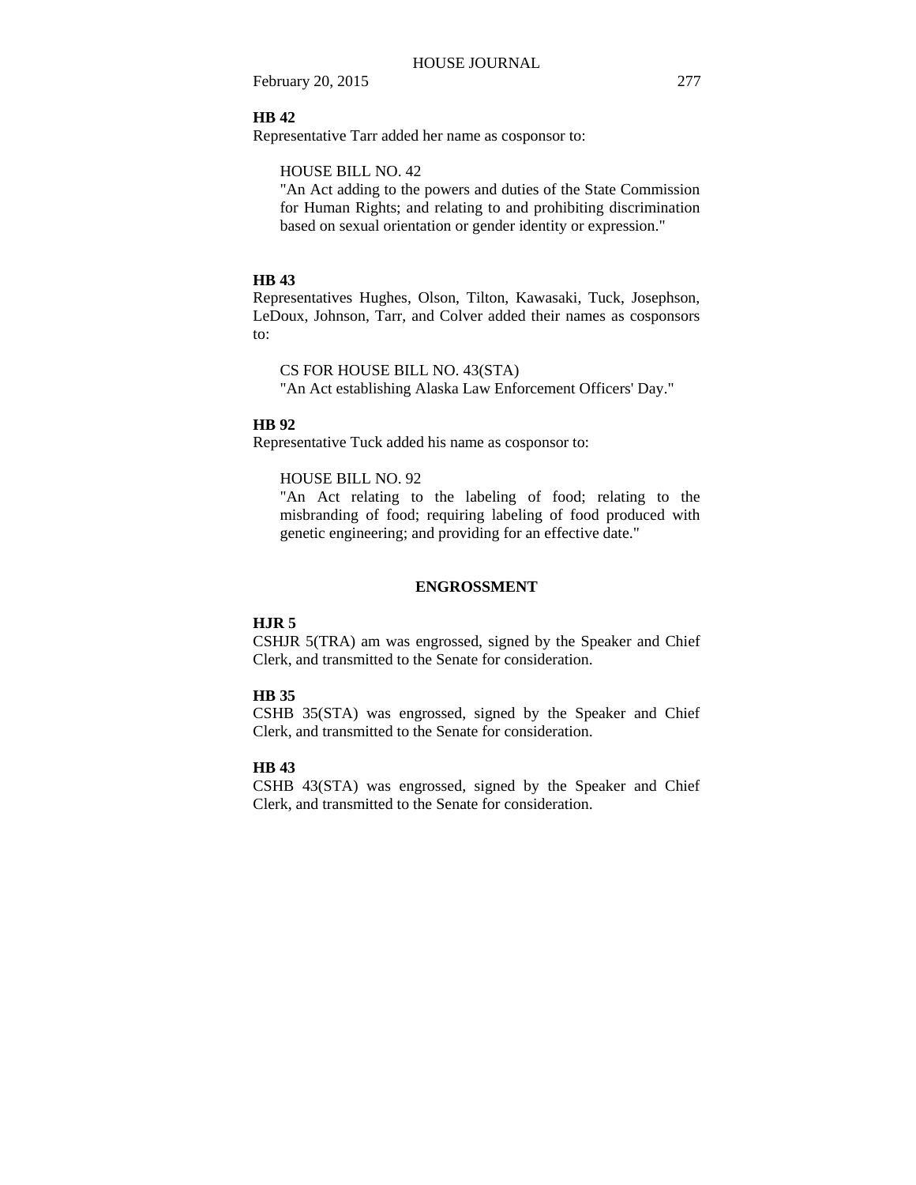**HB 42**

Representative Tarr added her name as cosponsor to:

HOUSE BILL NO. 42
"An Act adding to the powers and duties of the State Commission for Human Rights; and relating to and prohibiting discrimination based on sexual orientation or gender identity or expression."

**HB 43**

Representatives Hughes, Olson, Tilton, Kawasaki, Tuck, Josephson, LeDoux, Johnson, Tarr, and Colver added their names as cosponsors to:

CS FOR HOUSE BILL NO. 43(STA)
"An Act establishing Alaska Law Enforcement Officers' Day."

**HB 92**

Representative Tuck added his name as cosponsor to:

HOUSE BILL NO. 92
"An Act relating to the labeling of food; relating to the misbranding of food; requiring labeling of food produced with genetic engineering; and providing for an effective date."

## ENGROSSMENT

**HJR 5**

CSHJR 5(TRA) am was engrossed, signed by the Speaker and Chief Clerk, and transmitted to the Senate for consideration.

**HB 35**

CSHB 35(STA) was engrossed, signed by the Speaker and Chief Clerk, and transmitted to the Senate for consideration.

**HB 43**

CSHB 43(STA) was engrossed, signed by the Speaker and Chief Clerk, and transmitted to the Senate for consideration.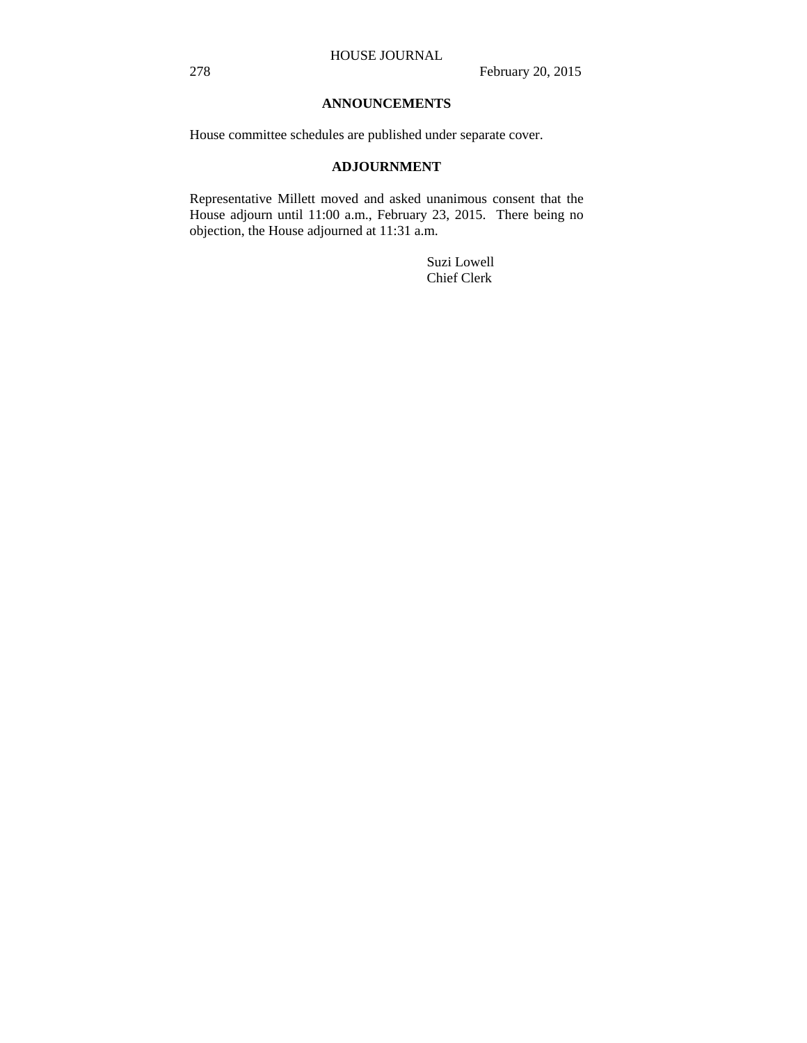## ANNOUNCEMENTS

House committee schedules are published under separate cover.

## ADJOURNMENT

Representative Millett moved and asked unanimous consent that the House adjourn until 11:00 a.m., February 23, 2015. There being no objection, the House adjourned at 11:31 a.m.

Suzi Lowell
Chief Clerk